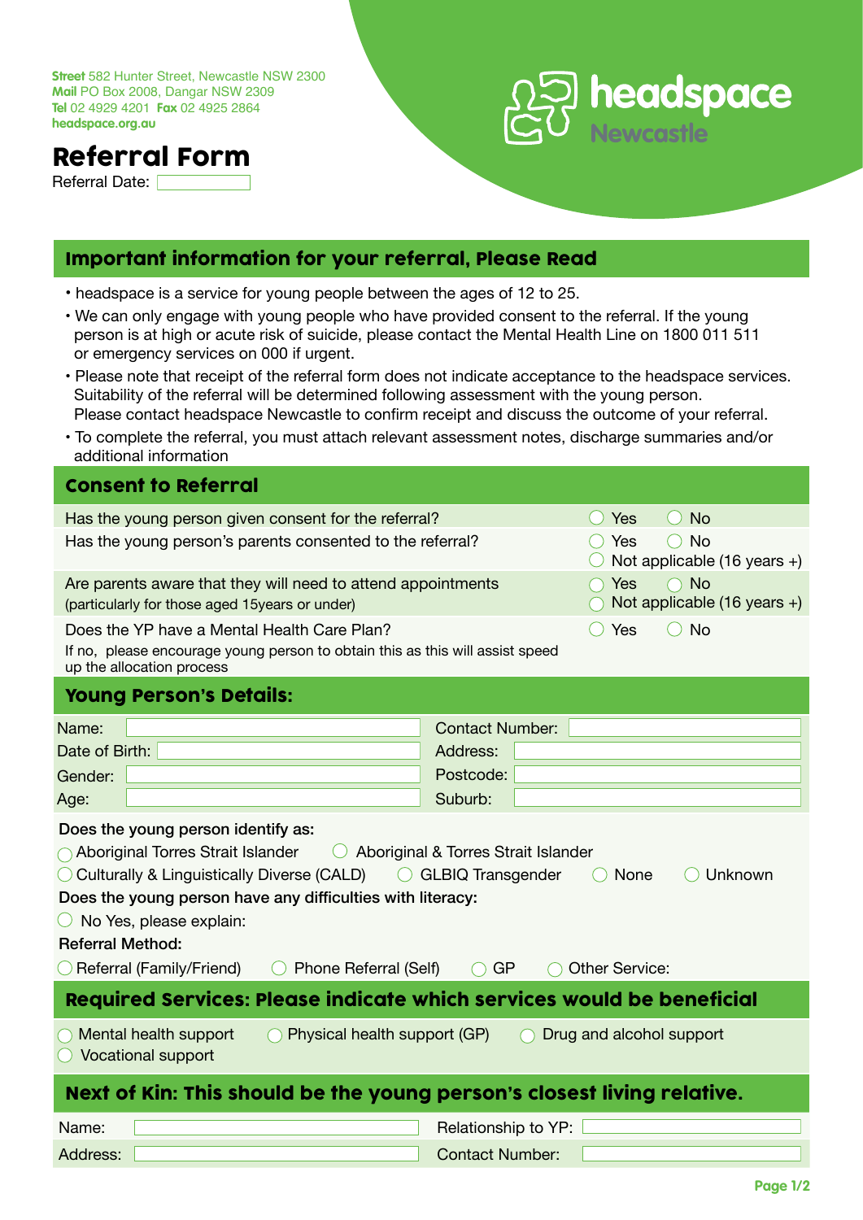**Street** 582 Hunter Street, Newcastle NSW 2300
**Mail** PO Box 2008, Dangar NSW 2309
**Tel** 02 4929 4201 **Fax** 02 4925 2864
**headspace.org.au**

headspace Newcastle

# Referral Form

Referral Date: \_\_\_\_\_\_\_\_

## Important information for your referral, Please Read

- headspace is a service for young people between the ages of 12 to 25.
- We can only engage with young people who have provided consent to the referral. If the young person is at high or acute risk of suicide, please contact the Mental Health Line on 1800 011 511 or emergency services on 000 if urgent.
- Please note that receipt of the referral form does not indicate acceptance to the headspace services. Suitability of the referral will be determined following assessment with the young person. Please contact headspace Newcastle to confirm receipt and discuss the outcome of your referral.
- To complete the referral, you must attach relevant assessment notes, discharge summaries and/or additional information

## Consent to Referral

| | |
|---|---|
| Has the young person given consent for the referral? | ◯ Yes ◯ No |
| Has the young person's parents consented to the referral? | ◯ Yes ◯ No ◯ Not applicable (16 years +) |
| Are parents aware that they will need to attend appointments (particularly for those aged 15years or under) | ◯ Yes ◯ No ◯ Not applicable (16 years +) |
| Does the YP have a Mental Health Care Plan? If no, please encourage young person to obtain this as this will assist speed up the allocation process | ◯ Yes ◯ No |

## Young Person's Details:

| | | | |
|---|---|---|---|
| Name: | | Contact Number: | |
| Date of Birth: | | Address: | |
| Gender: | | Postcode: | |
| Age: | | Suburb: | |

**Does the young person identify as:**

◯ Aboriginal Torres Strait Islander ◯ Aboriginal & Torres Strait Islander
◯ Culturally & Linguistically Diverse (CALD) ◯ GLBIQ Transgender ◯ None ◯ Unknown

**Does the young person have any difficulties with literacy:**

◯ No Yes, please explain:

**Referral Method:**

◯ Referral (Family/Friend) ◯ Phone Referral (Self) ◯ GP ◯ Other Service:

## Required Services: Please indicate which services would be beneficial

◯ Mental health support ◯ Physical health support (GP) ◯ Drug and alcohol support
◯ Vocational support

## Next of Kin: This should be the young person's closest living relative.

| | | | |
|---|---|---|---|
| Name: | | Relationship to YP: | |
| Address: | | Contact Number: | |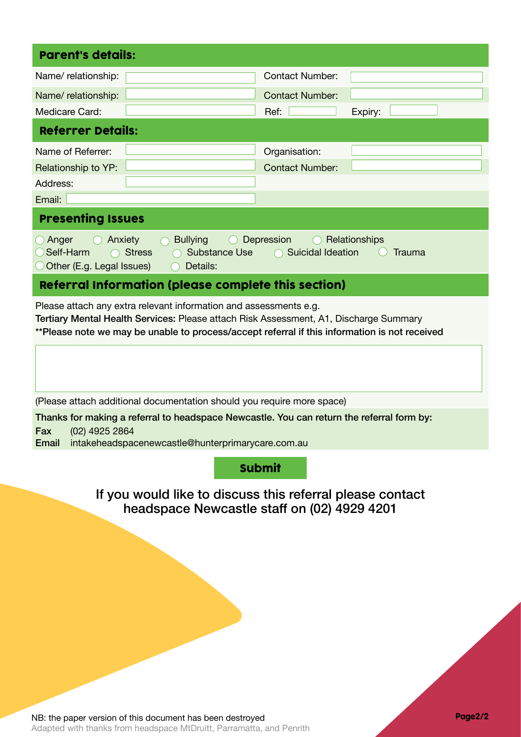## Parent's details:

| | | | | | |
|---|---|---|---|---|---|
| Name/ relationship: | | Contact Number: | | | |
| Name/ relationship: | | Contact Number: | | | |
| Medicare Card: | | Ref: | | Expiry: | |

## Referrer Details:

| | | | |
|---|---|---|---|
| Name of Referrer: | | Organisation: | |
| Relationship to YP: | | Contact Number: | |
| Address: | | | |
| Email: | | | |

## Presenting Issues

- ◯ Anger
- ◯ Anxiety
- ◯ Bullying
- ◯ Depression
- ◯ Relationships
- ◯ Self-Harm
- ◯ Stress
- ◯ Substance Use
- ◯ Suicidal Ideation
- ◯ Trauma
- ◯ Other (E.g. Legal Issues)
- ◯ Details:

## Referral Information (please complete this section)

Please attach any extra relevant information and assessments e.g.

**Tertiary Mental Health Services:** Please attach Risk Assessment, A1, Discharge Summary

****Please note we may be unable to process/accept referral if this information is not received**

(Please attach additional documentation should you require more space)

**Thanks for making a referral to headspace Newcastle. You can return the referral form by:**

**Fax** (02) 4925 2864

**Email** intakeheadspacenewcastle@hunterprimarycare.com.au

**Submit**

If you would like to discuss this referral please contact headspace Newcastle staff on (02) 4929 4201

NB: the paper version of this document has been destroyed

Adapted with thanks from headspace MtDruitt, Parramatta, and Penrith